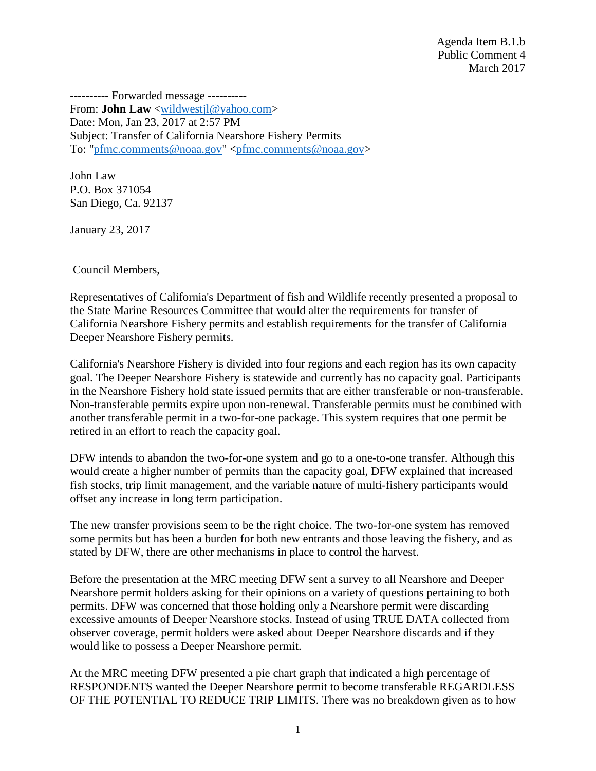Agenda Item B.1.b
Public Comment 4
March 2017

---------- Forwarded message ----------
From: **John Law** <wildwestjl@yahoo.com>
Date: Mon, Jan 23, 2017 at 2:57 PM
Subject: Transfer of California Nearshore Fishery Permits
To: "pfmc.comments@noaa.gov" <pfmc.comments@noaa.gov>

John Law
P.O. Box 371054
San Diego, Ca. 92137

January 23, 2017

Council Members,

Representatives of California's Department of fish and Wildlife recently presented a proposal to the State Marine Resources Committee that would alter the requirements for transfer of California Nearshore Fishery permits and establish requirements for the transfer of California Deeper Nearshore Fishery permits.

California's Nearshore Fishery is divided into four regions and each region has its own capacity goal. The Deeper Nearshore Fishery is statewide and currently has no capacity goal. Participants in the Nearshore Fishery hold state issued permits that are either transferable or non-transferable. Non-transferable permits expire upon non-renewal. Transferable permits must be combined with another transferable permit in a two-for-one package. This system requires that one permit be retired in an effort to reach the capacity goal.

DFW intends to abandon the two-for-one system and go to a one-to-one transfer. Although this would create a higher number of permits than the capacity goal, DFW explained that increased fish stocks, trip limit management, and the variable nature of multi-fishery participants would offset any increase in long term participation.

The new transfer provisions seem to be the right choice. The two-for-one system has removed some permits but has been a burden for both new entrants and those leaving the fishery, and as stated by DFW, there are other mechanisms in place to control the harvest.

Before the presentation at the MRC meeting DFW sent a survey to all Nearshore and Deeper Nearshore permit holders asking for their opinions on a variety of questions pertaining to both permits. DFW was concerned that those holding only a Nearshore permit were discarding excessive amounts of Deeper Nearshore stocks. Instead of using TRUE DATA collected from observer coverage, permit holders were asked about Deeper Nearshore discards and if they would like to possess a Deeper Nearshore permit.

At the MRC meeting DFW presented a pie chart graph that indicated a high percentage of RESPONDENTS wanted the Deeper Nearshore permit to become transferable REGARDLESS OF THE POTENTIAL TO REDUCE TRIP LIMITS. There was no breakdown given as to how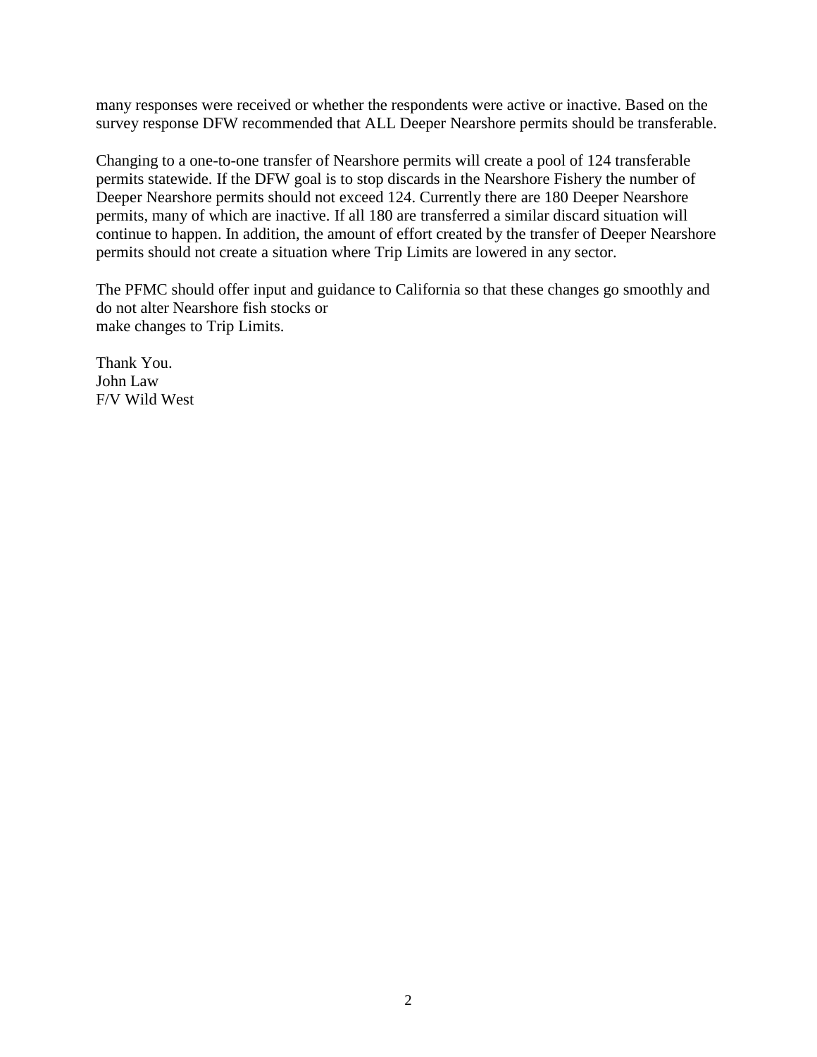many responses were received or whether the respondents were active or inactive. Based on the survey response DFW recommended that ALL Deeper Nearshore permits should be transferable.

Changing to a one-to-one transfer of Nearshore permits will create a pool of 124 transferable permits statewide. If the DFW goal is to stop discards in the Nearshore Fishery the number of Deeper Nearshore permits should not exceed 124. Currently there are 180 Deeper Nearshore permits, many of which are inactive. If all 180 are transferred a similar discard situation will continue to happen. In addition, the amount of effort created by the transfer of Deeper Nearshore permits should not create a situation where Trip Limits are lowered in any sector.

The PFMC should offer input and guidance to California so that these changes go smoothly and do not alter Nearshore fish stocks or
make changes to Trip Limits.

Thank You.
John Law
F/V Wild West